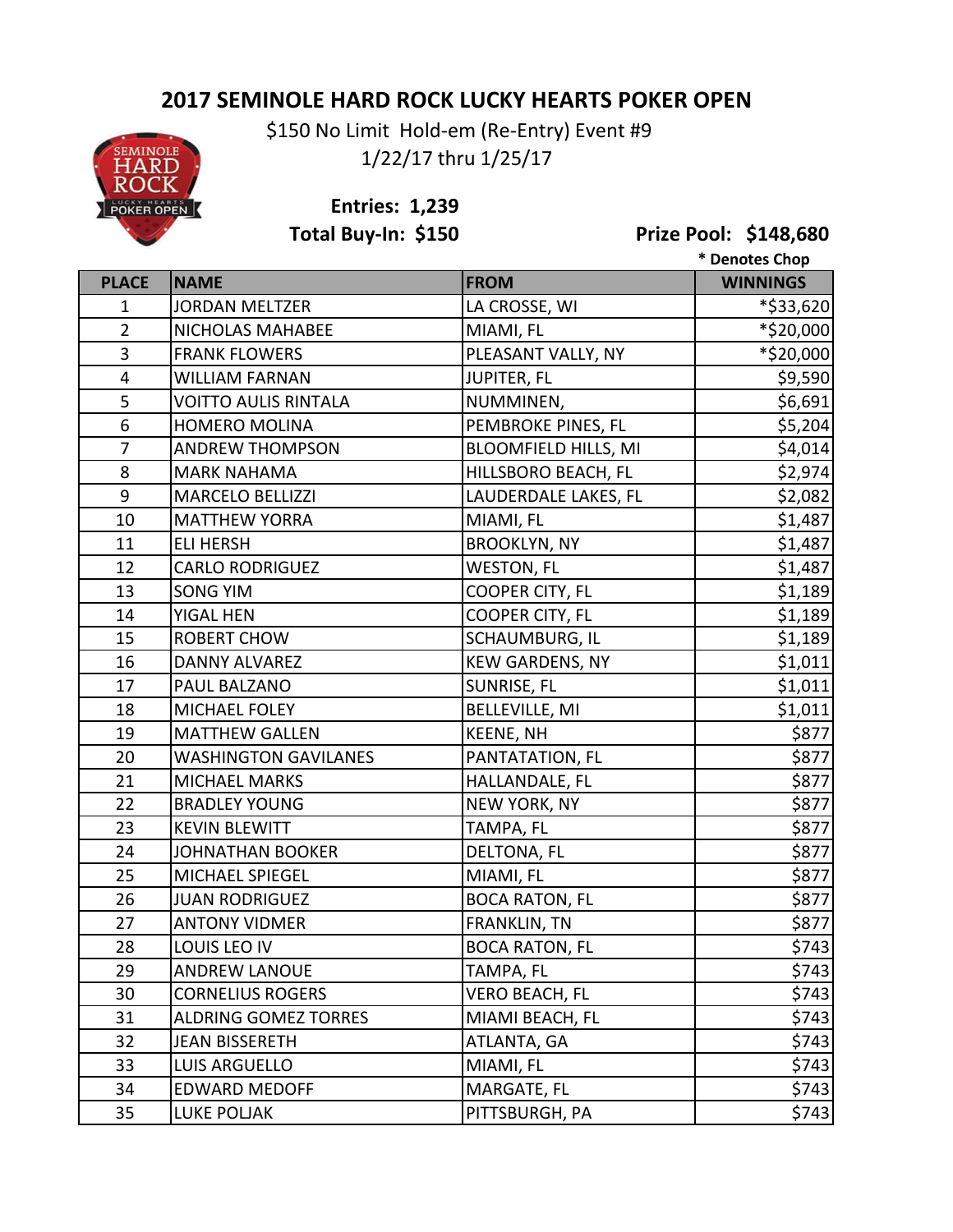# 2017 SEMINOLE HARD ROCK LUCKY HEARTS POKER OPEN

$150 No Limit Hold-em (Re-Entry) Event #9

1/22/17 thru 1/25/17

**Entries: 1,239**

**Total Buy-In: $150**

**Prize Pool: $148,680**

**\* Denotes Chop**

| PLACE | NAME | FROM | WINNINGS |
|---|---|---|---|
| 1 | JORDAN MELTZER | LA CROSSE, WI | *$33,620 |
| 2 | NICHOLAS MAHABEE | MIAMI, FL | *$20,000 |
| 3 | FRANK FLOWERS | PLEASANT VALLY, NY | *$20,000 |
| 4 | WILLIAM FARNAN | JUPITER, FL | $9,590 |
| 5 | VOITTO AULIS RINTALA | NUMMINEN, | $6,691 |
| 6 | HOMERO MOLINA | PEMBROKE PINES, FL | $5,204 |
| 7 | ANDREW THOMPSON | BLOOMFIELD HILLS, MI | $4,014 |
| 8 | MARK NAHAMA | HILLSBORO BEACH, FL | $2,974 |
| 9 | MARCELO BELLIZZI | LAUDERDALE LAKES, FL | $2,082 |
| 10 | MATTHEW YORRA | MIAMI, FL | $1,487 |
| 11 | ELI HERSH | BROOKLYN, NY | $1,487 |
| 12 | CARLO RODRIGUEZ | WESTON, FL | $1,487 |
| 13 | SONG YIM | COOPER CITY, FL | $1,189 |
| 14 | YIGAL HEN | COOPER CITY, FL | $1,189 |
| 15 | ROBERT CHOW | SCHAUMBURG, IL | $1,189 |
| 16 | DANNY ALVAREZ | KEW GARDENS, NY | $1,011 |
| 17 | PAUL BALZANO | SUNRISE, FL | $1,011 |
| 18 | MICHAEL FOLEY | BELLEVILLE, MI | $1,011 |
| 19 | MATTHEW GALLEN | KEENE, NH | $877 |
| 20 | WASHINGTON GAVILANES | PANTATATION, FL | $877 |
| 21 | MICHAEL MARKS | HALLANDALE, FL | $877 |
| 22 | BRADLEY YOUNG | NEW YORK, NY | $877 |
| 23 | KEVIN BLEWITT | TAMPA, FL | $877 |
| 24 | JOHNATHAN BOOKER | DELTONA, FL | $877 |
| 25 | MICHAEL SPIEGEL | MIAMI, FL | $877 |
| 26 | JUAN RODRIGUEZ | BOCA RATON, FL | $877 |
| 27 | ANTONY VIDMER | FRANKLIN, TN | $877 |
| 28 | LOUIS LEO IV | BOCA RATON, FL | $743 |
| 29 | ANDREW LANOUE | TAMPA, FL | $743 |
| 30 | CORNELIUS ROGERS | VERO BEACH, FL | $743 |
| 31 | ALDRING GOMEZ TORRES | MIAMI BEACH, FL | $743 |
| 32 | JEAN BISSERETH | ATLANTA, GA | $743 |
| 33 | LUIS ARGUELLO | MIAMI, FL | $743 |
| 34 | EDWARD MEDOFF | MARGATE, FL | $743 |
| 35 | LUKE POLJAK | PITTSBURGH, PA | $743 |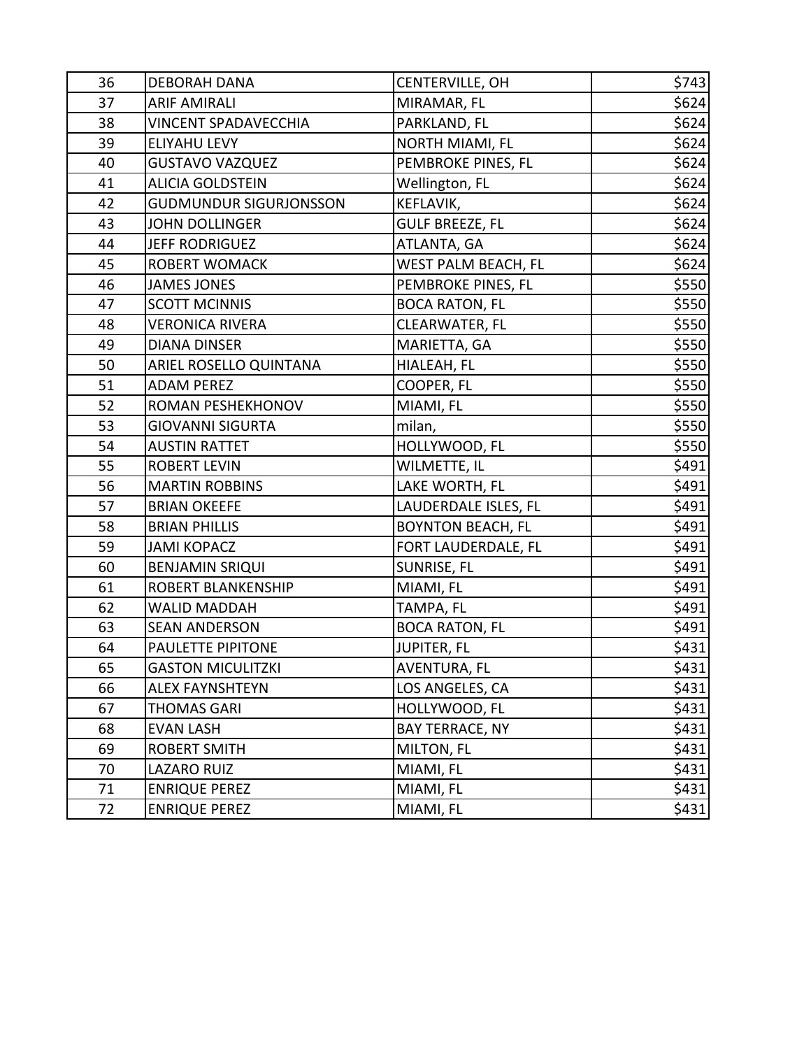| | | | |
|---|---|---|---|
| 36 | DEBORAH DANA | CENTERVILLE, OH | $743 |
| 37 | ARIF AMIRALI | MIRAMAR, FL | $624 |
| 38 | VINCENT SPADAVECCHIA | PARKLAND, FL | $624 |
| 39 | ELIYAHU LEVY | NORTH MIAMI, FL | $624 |
| 40 | GUSTAVO VAZQUEZ | PEMBROKE PINES, FL | $624 |
| 41 | ALICIA GOLDSTEIN | Wellington, FL | $624 |
| 42 | GUDMUNDUR SIGURJONSSON | KEFLAVIK, | $624 |
| 43 | JOHN DOLLINGER | GULF BREEZE, FL | $624 |
| 44 | JEFF RODRIGUEZ | ATLANTA, GA | $624 |
| 45 | ROBERT WOMACK | WEST PALM BEACH, FL | $624 |
| 46 | JAMES JONES | PEMBROKE PINES, FL | $550 |
| 47 | SCOTT MCINNIS | BOCA RATON, FL | $550 |
| 48 | VERONICA RIVERA | CLEARWATER, FL | $550 |
| 49 | DIANA DINSER | MARIETTA, GA | $550 |
| 50 | ARIEL ROSELLO QUINTANA | HIALEAH, FL | $550 |
| 51 | ADAM PEREZ | COOPER, FL | $550 |
| 52 | ROMAN PESHEKHONOV | MIAMI, FL | $550 |
| 53 | GIOVANNI SIGURTA | milan, | $550 |
| 54 | AUSTIN RATTET | HOLLYWOOD, FL | $550 |
| 55 | ROBERT LEVIN | WILMETTE, IL | $491 |
| 56 | MARTIN ROBBINS | LAKE WORTH, FL | $491 |
| 57 | BRIAN OKEEFE | LAUDERDALE ISLES, FL | $491 |
| 58 | BRIAN PHILLIS | BOYNTON BEACH, FL | $491 |
| 59 | JAMI KOPACZ | FORT LAUDERDALE, FL | $491 |
| 60 | BENJAMIN SRIQUI | SUNRISE, FL | $491 |
| 61 | ROBERT BLANKENSHIP | MIAMI, FL | $491 |
| 62 | WALID MADDAH | TAMPA, FL | $491 |
| 63 | SEAN ANDERSON | BOCA RATON, FL | $491 |
| 64 | PAULETTE PIPITONE | JUPITER, FL | $431 |
| 65 | GASTON MICULITZKI | AVENTURA, FL | $431 |
| 66 | ALEX FAYNSHTEYN | LOS ANGELES, CA | $431 |
| 67 | THOMAS GARI | HOLLYWOOD, FL | $431 |
| 68 | EVAN LASH | BAY TERRACE, NY | $431 |
| 69 | ROBERT SMITH | MILTON, FL | $431 |
| 70 | LAZARO RUIZ | MIAMI, FL | $431 |
| 71 | ENRIQUE PEREZ | MIAMI, FL | $431 |
| 72 | ENRIQUE PEREZ | MIAMI, FL | $431 |